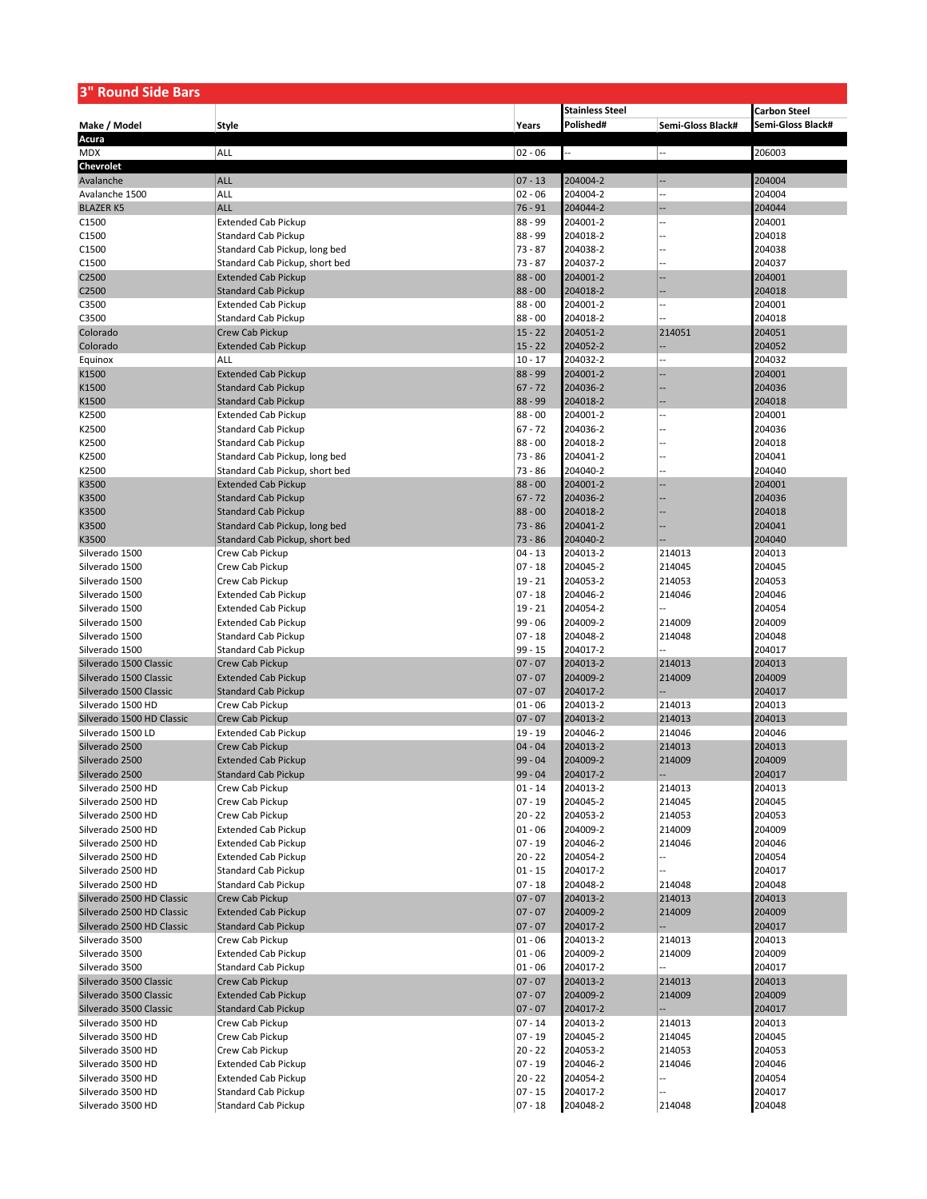## 3" Round Side Bars

| Make / Model | Style | Years | Stainless Steel Polished# | Semi-Gloss Black# | Carbon Steel Semi-Gloss Black# |
|---|---|---|---|---|---|
| **Acura** | | | | | |
| MDX | ALL | 02 - 06 | -- | -- | 206003 |
| **Chevrolet** | | | | | |
| Avalanche | ALL | 07 - 13 | 204004-2 | -- | 204004 |
| Avalanche 1500 | ALL | 02 - 06 | 204004-2 | -- | 204004 |
| BLAZER K5 | ALL | 76 - 91 | 204044-2 | -- | 204044 |
| C1500 | Extended Cab Pickup | 88 - 99 | 204001-2 | -- | 204001 |
| C1500 | Standard Cab Pickup | 88 - 99 | 204018-2 | -- | 204018 |
| C1500 | Standard Cab Pickup, long bed | 73 - 87 | 204038-2 | -- | 204038 |
| C1500 | Standard Cab Pickup, short bed | 73 - 87 | 204037-2 | -- | 204037 |
| C2500 | Extended Cab Pickup | 88 - 00 | 204001-2 | -- | 204001 |
| C2500 | Standard Cab Pickup | 88 - 00 | 204018-2 | -- | 204018 |
| C3500 | Extended Cab Pickup | 88 - 00 | 204001-2 | -- | 204001 |
| C3500 | Standard Cab Pickup | 88 - 00 | 204018-2 | -- | 204018 |
| Colorado | Crew Cab Pickup | 15 - 22 | 204051-2 | 214051 | 204051 |
| Colorado | Extended Cab Pickup | 15 - 22 | 204052-2 | -- | 204052 |
| Equinox | ALL | 10 - 17 | 204032-2 | -- | 204032 |
| K1500 | Extended Cab Pickup | 88 - 99 | 204001-2 | -- | 204001 |
| K1500 | Standard Cab Pickup | 67 - 72 | 204036-2 | -- | 204036 |
| K1500 | Standard Cab Pickup | 88 - 99 | 204018-2 | -- | 204018 |
| K2500 | Extended Cab Pickup | 88 - 00 | 204001-2 | -- | 204001 |
| K2500 | Standard Cab Pickup | 67 - 72 | 204036-2 | -- | 204036 |
| K2500 | Standard Cab Pickup | 88 - 00 | 204018-2 | -- | 204018 |
| K2500 | Standard Cab Pickup, long bed | 73 - 86 | 204041-2 | -- | 204041 |
| K2500 | Standard Cab Pickup, short bed | 73 - 86 | 204040-2 | -- | 204040 |
| K3500 | Extended Cab Pickup | 88 - 00 | 204001-2 | -- | 204001 |
| K3500 | Standard Cab Pickup | 67 - 72 | 204036-2 | -- | 204036 |
| K3500 | Standard Cab Pickup | 88 - 00 | 204018-2 | -- | 204018 |
| K3500 | Standard Cab Pickup, long bed | 73 - 86 | 204041-2 | -- | 204041 |
| K3500 | Standard Cab Pickup, short bed | 73 - 86 | 204040-2 | -- | 204040 |
| Silverado 1500 | Crew Cab Pickup | 04 - 13 | 204013-2 | 214013 | 204013 |
| Silverado 1500 | Crew Cab Pickup | 07 - 18 | 204045-2 | 214045 | 204045 |
| Silverado 1500 | Crew Cab Pickup | 19 - 21 | 204053-2 | 214053 | 204053 |
| Silverado 1500 | Extended Cab Pickup | 07 - 18 | 204046-2 | 214046 | 204046 |
| Silverado 1500 | Extended Cab Pickup | 19 - 21 | 204054-2 | -- | 204054 |
| Silverado 1500 | Extended Cab Pickup | 99 - 06 | 204009-2 | 214009 | 204009 |
| Silverado 1500 | Standard Cab Pickup | 07 - 18 | 204048-2 | 214048 | 204048 |
| Silverado 1500 | Standard Cab Pickup | 99 - 15 | 204017-2 | -- | 204017 |
| Silverado 1500 Classic | Crew Cab Pickup | 07 - 07 | 204013-2 | 214013 | 204013 |
| Silverado 1500 Classic | Extended Cab Pickup | 07 - 07 | 204009-2 | 214009 | 204009 |
| Silverado 1500 Classic | Standard Cab Pickup | 07 - 07 | 204017-2 | -- | 204017 |
| Silverado 1500 HD | Crew Cab Pickup | 01 - 06 | 204013-2 | 214013 | 204013 |
| Silverado 1500 HD Classic | Crew Cab Pickup | 07 - 07 | 204013-2 | 214013 | 204013 |
| Silverado 1500 LD | Extended Cab Pickup | 19 - 19 | 204046-2 | 214046 | 204046 |
| Silverado 2500 | Crew Cab Pickup | 04 - 04 | 204013-2 | 214013 | 204013 |
| Silverado 2500 | Extended Cab Pickup | 99 - 04 | 204009-2 | 214009 | 204009 |
| Silverado 2500 | Standard Cab Pickup | 99 - 04 | 204017-2 | -- | 204017 |
| Silverado 2500 HD | Crew Cab Pickup | 01 - 14 | 204013-2 | 214013 | 204013 |
| Silverado 2500 HD | Crew Cab Pickup | 07 - 19 | 204045-2 | 214045 | 204045 |
| Silverado 2500 HD | Crew Cab Pickup | 20 - 22 | 204053-2 | 214053 | 204053 |
| Silverado 2500 HD | Extended Cab Pickup | 01 - 06 | 204009-2 | 214009 | 204009 |
| Silverado 2500 HD | Extended Cab Pickup | 07 - 19 | 204046-2 | 214046 | 204046 |
| Silverado 2500 HD | Extended Cab Pickup | 20 - 22 | 204054-2 | -- | 204054 |
| Silverado 2500 HD | Standard Cab Pickup | 01 - 15 | 204017-2 | -- | 204017 |
| Silverado 2500 HD | Standard Cab Pickup | 07 - 18 | 204048-2 | 214048 | 204048 |
| Silverado 2500 HD Classic | Crew Cab Pickup | 07 - 07 | 204013-2 | 214013 | 204013 |
| Silverado 2500 HD Classic | Extended Cab Pickup | 07 - 07 | 204009-2 | 214009 | 204009 |
| Silverado 2500 HD Classic | Standard Cab Pickup | 07 - 07 | 204017-2 | -- | 204017 |
| Silverado 3500 | Crew Cab Pickup | 01 - 06 | 204013-2 | 214013 | 204013 |
| Silverado 3500 | Extended Cab Pickup | 01 - 06 | 204009-2 | 214009 | 204009 |
| Silverado 3500 | Standard Cab Pickup | 01 - 06 | 204017-2 | -- | 204017 |
| Silverado 3500 Classic | Crew Cab Pickup | 07 - 07 | 204013-2 | 214013 | 204013 |
| Silverado 3500 Classic | Extended Cab Pickup | 07 - 07 | 204009-2 | 214009 | 204009 |
| Silverado 3500 Classic | Standard Cab Pickup | 07 - 07 | 204017-2 | -- | 204017 |
| Silverado 3500 HD | Crew Cab Pickup | 07 - 14 | 204013-2 | 214013 | 204013 |
| Silverado 3500 HD | Crew Cab Pickup | 07 - 19 | 204045-2 | 214045 | 204045 |
| Silverado 3500 HD | Crew Cab Pickup | 20 - 22 | 204053-2 | 214053 | 204053 |
| Silverado 3500 HD | Extended Cab Pickup | 07 - 19 | 204046-2 | 214046 | 204046 |
| Silverado 3500 HD | Extended Cab Pickup | 20 - 22 | 204054-2 | -- | 204054 |
| Silverado 3500 HD | Standard Cab Pickup | 07 - 15 | 204017-2 | -- | 204017 |
| Silverado 3500 HD | Standard Cab Pickup | 07 - 18 | 204048-2 | 214048 | 204048 |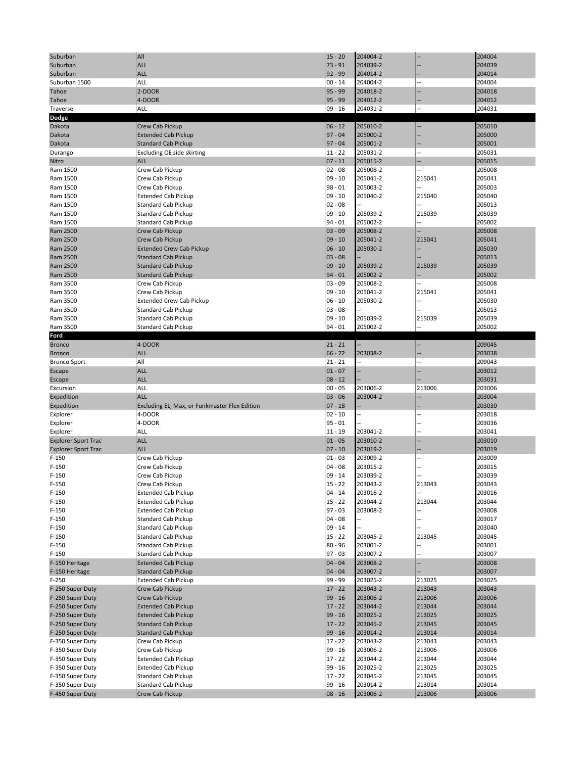| | | | | | |
|---|---|---|---|---|---|
| Suburban | All | 15 - 20 | 204004-2 | -- | 204004 |
| Suburban | ALL | 73 - 91 | 204039-2 | -- | 204039 |
| Suburban | ALL | 92 - 99 | 204014-2 | -- | 204014 |
| Suburban 1500 | ALL | 00 - 14 | 204004-2 | -- | 204004 |
| Tahoe | 2-DOOR | 95 - 99 | 204018-2 | -- | 204018 |
| Tahoe | 4-DOOR | 95 - 99 | 204012-2 | -- | 204012 |
| Traverse | ALL | 09 - 16 | 204031-2 | -- | 204031 |
| **Dodge** | | | | | |
| Dakota | Crew Cab Pickup | 06 - 12 | 205010-2 | -- | 205010 |
| Dakota | Extended Cab Pickup | 97 - 04 | 205000-2 | -- | 205000 |
| Dakota | Standard Cab Pickup | 97 - 04 | 205001-2 | -- | 205001 |
| Durango | Excluding OE side skirting | 11 - 22 | 205031-2 | -- | 205031 |
| Nitro | ALL | 07 - 11 | 205015-2 | -- | 205015 |
| Ram 1500 | Crew Cab Pickup | 02 - 08 | 205008-2 | -- | 205008 |
| Ram 1500 | Crew Cab Pickup | 09 - 10 | 205041-2 | 215041 | 205041 |
| Ram 1500 | Crew Cab Pickup | 98 - 01 | 205003-2 | -- | 205003 |
| Ram 1500 | Extended Cab Pickup | 09 - 10 | 205040-2 | 215040 | 205040 |
| Ram 1500 | Standard Cab Pickup | 02 - 08 | -- | -- | 205013 |
| Ram 1500 | Standard Cab Pickup | 09 - 10 | 205039-2 | 215039 | 205039 |
| Ram 1500 | Standard Cab Pickup | 94 - 01 | 205002-2 | -- | 205002 |
| Ram 2500 | Crew Cab Pickup | 03 - 09 | 205008-2 | -- | 205008 |
| Ram 2500 | Crew Cab Pickup | 09 - 10 | 205041-2 | 215041 | 205041 |
| Ram 2500 | Extended Crew Cab Pickup | 06 - 10 | 205030-2 | -- | 205030 |
| Ram 2500 | Standard Cab Pickup | 03 - 08 | -- | -- | 205013 |
| Ram 2500 | Standard Cab Pickup | 09 - 10 | 205039-2 | 215039 | 205039 |
| Ram 2500 | Standard Cab Pickup | 94 - 01 | 205002-2 | -- | 205002 |
| Ram 3500 | Crew Cab Pickup | 03 - 09 | 205008-2 | -- | 205008 |
| Ram 3500 | Crew Cab Pickup | 09 - 10 | 205041-2 | 215041 | 205041 |
| Ram 3500 | Extended Crew Cab Pickup | 06 - 10 | 205030-2 | -- | 205030 |
| Ram 3500 | Standard Cab Pickup | 03 - 08 | -- | -- | 205013 |
| Ram 3500 | Standard Cab Pickup | 09 - 10 | 205039-2 | 215039 | 205039 |
| Ram 3500 | Standard Cab Pickup | 94 - 01 | 205002-2 | -- | 205002 |
| **Ford** | | | | | |
| Bronco | 4-DOOR | 21 - 21 | -- | -- | 209045 |
| Bronco | ALL | 66 - 72 | 203038-2 | -- | 203038 |
| Bronco Sport | All | 21 - 21 | -- | -- | 209043 |
| Escape | ALL | 01 - 07 | -- | -- | 203012 |
| Escape | ALL | 08 - 12 | -- | -- | 203031 |
| Excursion | ALL | 00 - 05 | 203006-2 | 213006 | 203006 |
| Expedition | ALL | 03 - 06 | 203004-2 | -- | 203004 |
| Expedition | Excluding EL, Max, or Funkmaster Flex Edition | 07 - 18 | -- | -- | 203030 |
| Explorer | 4-DOOR | 02 - 10 | -- | -- | 203018 |
| Explorer | 4-DOOR | 95 - 01 | -- | -- | 203036 |
| Explorer | ALL | 11 - 19 | 203041-2 | -- | 203041 |
| Explorer Sport Trac | ALL | 01 - 05 | 203010-2 | -- | 203010 |
| Explorer Sport Trac | ALL | 07 - 10 | 203019-2 | -- | 203019 |
| F-150 | Crew Cab Pickup | 01 - 03 | 203009-2 | -- | 203009 |
| F-150 | Crew Cab Pickup | 04 - 08 | 203015-2 | -- | 203015 |
| F-150 | Crew Cab Pickup | 09 - 14 | 203039-2 | -- | 203039 |
| F-150 | Crew Cab Pickup | 15 - 22 | 203043-2 | 213043 | 203043 |
| F-150 | Extended Cab Pickup | 04 - 14 | 203016-2 | -- | 203016 |
| F-150 | Extended Cab Pickup | 15 - 22 | 203044-2 | 213044 | 203044 |
| F-150 | Extended Cab Pickup | 97 - 03 | 203008-2 | -- | 203008 |
| F-150 | Standard Cab Pickup | 04 - 08 | -- | -- | 203017 |
| F-150 | Standard Cab Pickup | 09 - 14 | -- | -- | 203040 |
| F-150 | Standard Cab Pickup | 15 - 22 | 203045-2 | 213045 | 203045 |
| F-150 | Standard Cab Pickup | 80 - 96 | 203001-2 | -- | 203001 |
| F-150 | Standard Cab Pickup | 97 - 03 | 203007-2 | -- | 203007 |
| F-150 Heritage | Extended Cab Pickup | 04 - 04 | 203008-2 | -- | 203008 |
| F-150 Heritage | Standard Cab Pickup | 04 - 04 | 203007-2 | -- | 203007 |
| F-250 | Extended Cab Pickup | 99 - 99 | 203025-2 | 213025 | 203025 |
| F-250 Super Duty | Crew Cab Pickup | 17 - 22 | 203043-2 | 213043 | 203043 |
| F-250 Super Duty | Crew Cab Pickup | 99 - 16 | 203006-2 | 213006 | 203006 |
| F-250 Super Duty | Extended Cab Pickup | 17 - 22 | 203044-2 | 213044 | 203044 |
| F-250 Super Duty | Extended Cab Pickup | 99 - 16 | 203025-2 | 213025 | 203025 |
| F-250 Super Duty | Standard Cab Pickup | 17 - 22 | 203045-2 | 213045 | 203045 |
| F-250 Super Duty | Standard Cab Pickup | 99 - 16 | 203014-2 | 213014 | 203014 |
| F-350 Super Duty | Crew Cab Pickup | 17 - 22 | 203043-2 | 213043 | 203043 |
| F-350 Super Duty | Crew Cab Pickup | 99 - 16 | 203006-2 | 213006 | 203006 |
| F-350 Super Duty | Extended Cab Pickup | 17 - 22 | 203044-2 | 213044 | 203044 |
| F-350 Super Duty | Extended Cab Pickup | 99 - 16 | 203025-2 | 213025 | 203025 |
| F-350 Super Duty | Standard Cab Pickup | 17 - 22 | 203045-2 | 213045 | 203045 |
| F-350 Super Duty | Standard Cab Pickup | 99 - 16 | 203014-2 | 213014 | 203014 |
| F-450 Super Duty | Crew Cab Pickup | 08 - 16 | 203006-2 | 213006 | 203006 |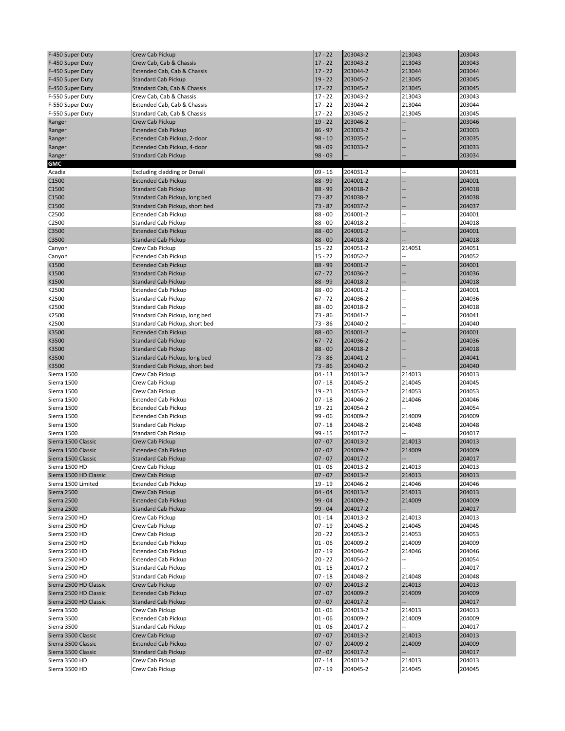| | | | | | |
|---|---|---|---|---|---|
| F-450 Super Duty | Crew Cab Pickup | 17 - 22 | 203043-2 | 213043 | 203043 |
| F-450 Super Duty | Crew Cab, Cab & Chassis | 17 - 22 | 203043-2 | 213043 | 203043 |
| F-450 Super Duty | Extended Cab, Cab & Chassis | 17 - 22 | 203044-2 | 213044 | 203044 |
| F-450 Super Duty | Standard Cab Pickup | 19 - 22 | 203045-2 | 213045 | 203045 |
| F-450 Super Duty | Standard Cab, Cab & Chassis | 17 - 22 | 203045-2 | 213045 | 203045 |
| F-550 Super Duty | Crew Cab, Cab & Chassis | 17 - 22 | 203043-2 | 213043 | 203043 |
| F-550 Super Duty | Extended Cab, Cab & Chassis | 17 - 22 | 203044-2 | 213044 | 203044 |
| F-550 Super Duty | Standard Cab, Cab & Chassis | 17 - 22 | 203045-2 | 213045 | 203045 |
| Ranger | Crew Cab Pickup | 19 - 22 | 203046-2 | -- | 203046 |
| Ranger | Extended Cab Pickup | 86 - 97 | 203003-2 | -- | 203003 |
| Ranger | Extended Cab Pickup, 2-door | 98 - 10 | 203035-2 | -- | 203035 |
| Ranger | Extended Cab Pickup, 4-door | 98 - 09 | 203033-2 | -- | 203033 |
| Ranger | Standard Cab Pickup | 98 - 09 | -- | -- | 203034 |
| **GMC** | | | | | |
| Acadia | Excluding cladding or Denali | 09 - 16 | 204031-2 | -- | 204031 |
| C1500 | Extended Cab Pickup | 88 - 99 | 204001-2 | -- | 204001 |
| C1500 | Standard Cab Pickup | 88 - 99 | 204018-2 | -- | 204018 |
| C1500 | Standard Cab Pickup, long bed | 73 - 87 | 204038-2 | -- | 204038 |
| C1500 | Standard Cab Pickup, short bed | 73 - 87 | 204037-2 | -- | 204037 |
| C2500 | Extended Cab Pickup | 88 - 00 | 204001-2 | -- | 204001 |
| C2500 | Standard Cab Pickup | 88 - 00 | 204018-2 | -- | 204018 |
| C3500 | Extended Cab Pickup | 88 - 00 | 204001-2 | -- | 204001 |
| C3500 | Standard Cab Pickup | 88 - 00 | 204018-2 | -- | 204018 |
| Canyon | Crew Cab Pickup | 15 - 22 | 204051-2 | 214051 | 204051 |
| Canyon | Extended Cab Pickup | 15 - 22 | 204052-2 | -- | 204052 |
| K1500 | Extended Cab Pickup | 88 - 99 | 204001-2 | -- | 204001 |
| K1500 | Standard Cab Pickup | 67 - 72 | 204036-2 | -- | 204036 |
| K1500 | Standard Cab Pickup | 88 - 99 | 204018-2 | -- | 204018 |
| K2500 | Extended Cab Pickup | 88 - 00 | 204001-2 | -- | 204001 |
| K2500 | Standard Cab Pickup | 67 - 72 | 204036-2 | -- | 204036 |
| K2500 | Standard Cab Pickup | 88 - 00 | 204018-2 | -- | 204018 |
| K2500 | Standard Cab Pickup, long bed | 73 - 86 | 204041-2 | -- | 204041 |
| K2500 | Standard Cab Pickup, short bed | 73 - 86 | 204040-2 | -- | 204040 |
| K3500 | Extended Cab Pickup | 88 - 00 | 204001-2 | -- | 204001 |
| K3500 | Standard Cab Pickup | 67 - 72 | 204036-2 | -- | 204036 |
| K3500 | Standard Cab Pickup | 88 - 00 | 204018-2 | -- | 204018 |
| K3500 | Standard Cab Pickup, long bed | 73 - 86 | 204041-2 | -- | 204041 |
| K3500 | Standard Cab Pickup, short bed | 73 - 86 | 204040-2 | -- | 204040 |
| Sierra 1500 | Crew Cab Pickup | 04 - 13 | 204013-2 | 214013 | 204013 |
| Sierra 1500 | Crew Cab Pickup | 07 - 18 | 204045-2 | 214045 | 204045 |
| Sierra 1500 | Crew Cab Pickup | 19 - 21 | 204053-2 | 214053 | 204053 |
| Sierra 1500 | Extended Cab Pickup | 07 - 18 | 204046-2 | 214046 | 204046 |
| Sierra 1500 | Extended Cab Pickup | 19 - 21 | 204054-2 | -- | 204054 |
| Sierra 1500 | Extended Cab Pickup | 99 - 06 | 204009-2 | 214009 | 204009 |
| Sierra 1500 | Standard Cab Pickup | 07 - 18 | 204048-2 | 214048 | 204048 |
| Sierra 1500 | Standard Cab Pickup | 99 - 15 | 204017-2 | -- | 204017 |
| Sierra 1500 Classic | Crew Cab Pickup | 07 - 07 | 204013-2 | 214013 | 204013 |
| Sierra 1500 Classic | Extended Cab Pickup | 07 - 07 | 204009-2 | 214009 | 204009 |
| Sierra 1500 Classic | Standard Cab Pickup | 07 - 07 | 204017-2 | -- | 204017 |
| Sierra 1500 HD | Crew Cab Pickup | 01 - 06 | 204013-2 | 214013 | 204013 |
| Sierra 1500 HD Classic | Crew Cab Pickup | 07 - 07 | 204013-2 | 214013 | 204013 |
| Sierra 1500 Limited | Extended Cab Pickup | 19 - 19 | 204046-2 | 214046 | 204046 |
| Sierra 2500 | Crew Cab Pickup | 04 - 04 | 204013-2 | 214013 | 204013 |
| Sierra 2500 | Extended Cab Pickup | 99 - 04 | 204009-2 | 214009 | 204009 |
| Sierra 2500 | Standard Cab Pickup | 99 - 04 | 204017-2 | -- | 204017 |
| Sierra 2500 HD | Crew Cab Pickup | 01 - 14 | 204013-2 | 214013 | 204013 |
| Sierra 2500 HD | Crew Cab Pickup | 07 - 19 | 204045-2 | 214045 | 204045 |
| Sierra 2500 HD | Crew Cab Pickup | 20 - 22 | 204053-2 | 214053 | 204053 |
| Sierra 2500 HD | Extended Cab Pickup | 01 - 06 | 204009-2 | 214009 | 204009 |
| Sierra 2500 HD | Extended Cab Pickup | 07 - 19 | 204046-2 | 214046 | 204046 |
| Sierra 2500 HD | Extended Cab Pickup | 20 - 22 | 204054-2 | -- | 204054 |
| Sierra 2500 HD | Standard Cab Pickup | 01 - 15 | 204017-2 | -- | 204017 |
| Sierra 2500 HD | Standard Cab Pickup | 07 - 18 | 204048-2 | 214048 | 204048 |
| Sierra 2500 HD Classic | Crew Cab Pickup | 07 - 07 | 204013-2 | 214013 | 204013 |
| Sierra 2500 HD Classic | Extended Cab Pickup | 07 - 07 | 204009-2 | 214009 | 204009 |
| Sierra 2500 HD Classic | Standard Cab Pickup | 07 - 07 | 204017-2 | -- | 204017 |
| Sierra 3500 | Crew Cab Pickup | 01 - 06 | 204013-2 | 214013 | 204013 |
| Sierra 3500 | Extended Cab Pickup | 01 - 06 | 204009-2 | 214009 | 204009 |
| Sierra 3500 | Standard Cab Pickup | 01 - 06 | 204017-2 | -- | 204017 |
| Sierra 3500 Classic | Crew Cab Pickup | 07 - 07 | 204013-2 | 214013 | 204013 |
| Sierra 3500 Classic | Extended Cab Pickup | 07 - 07 | 204009-2 | 214009 | 204009 |
| Sierra 3500 Classic | Standard Cab Pickup | 07 - 07 | 204017-2 | -- | 204017 |
| Sierra 3500 HD | Crew Cab Pickup | 07 - 14 | 204013-2 | 214013 | 204013 |
| Sierra 3500 HD | Crew Cab Pickup | 07 - 19 | 204045-2 | 214045 | 204045 |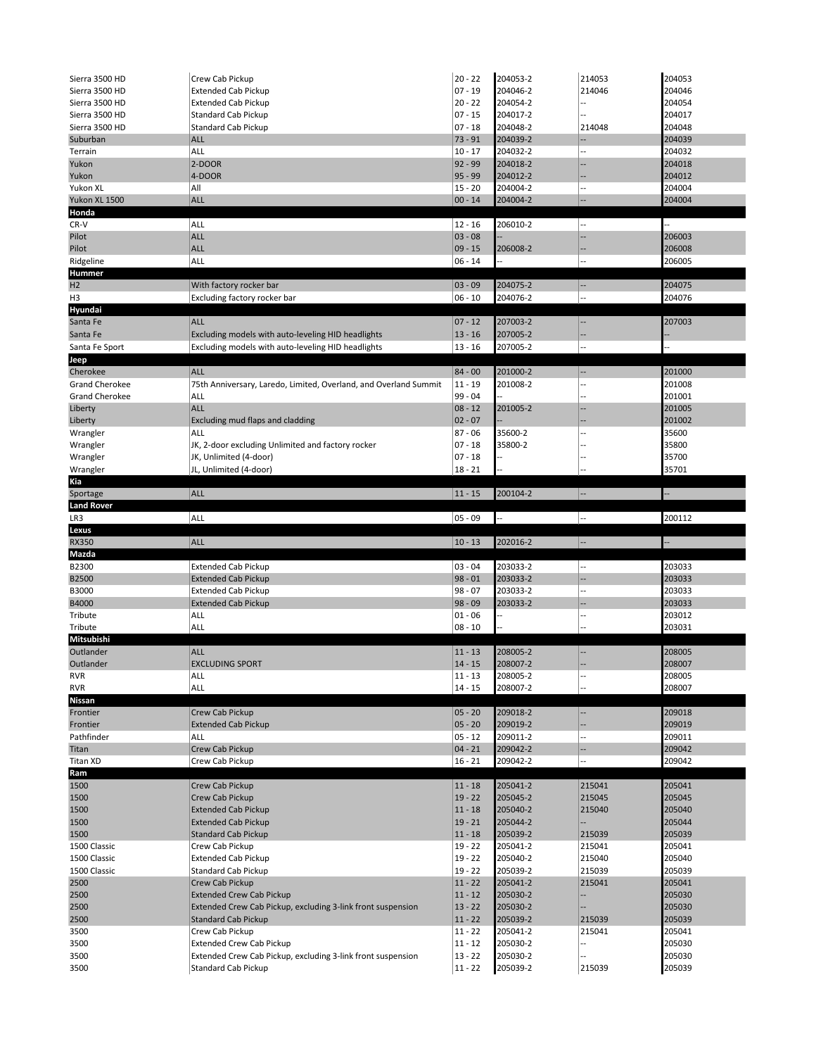| | | | | | |
|---|---|---|---|---|---|
| Sierra 3500 HD | Crew Cab Pickup | 20 - 22 | 204053-2 | 214053 | 204053 |
| Sierra 3500 HD | Extended Cab Pickup | 07 - 19 | 204046-2 | 214046 | 204046 |
| Sierra 3500 HD | Extended Cab Pickup | 20 - 22 | 204054-2 | -- | 204054 |
| Sierra 3500 HD | Standard Cab Pickup | 07 - 15 | 204017-2 | -- | 204017 |
| Sierra 3500 HD | Standard Cab Pickup | 07 - 18 | 204048-2 | 214048 | 204048 |
| Suburban | ALL | 73 - 91 | 204039-2 | -- | 204039 |
| Terrain | ALL | 10 - 17 | 204032-2 | -- | 204032 |
| Yukon | 2-DOOR | 92 - 99 | 204018-2 | -- | 204018 |
| Yukon | 4-DOOR | 95 - 99 | 204012-2 | -- | 204012 |
| Yukon XL | All | 15 - 20 | 204004-2 | -- | 204004 |
| Yukon XL 1500 | ALL | 00 - 14 | 204004-2 | -- | 204004 |
| **Honda** | | | | | |
| CR-V | ALL | 12 - 16 | 206010-2 | -- | -- |
| Pilot | ALL | 03 - 08 | -- | -- | 206003 |
| Pilot | ALL | 09 - 15 | 206008-2 | -- | 206008 |
| Ridgeline | ALL | 06 - 14 | -- | -- | 206005 |
| **Hummer** | | | | | |
| H2 | With factory rocker bar | 03 - 09 | 204075-2 | -- | 204075 |
| H3 | Excluding factory rocker bar | 06 - 10 | 204076-2 | -- | 204076 |
| **Hyundai** | | | | | |
| Santa Fe | ALL | 07 - 12 | 207003-2 | -- | 207003 |
| Santa Fe | Excluding models with auto-leveling HID headlights | 13 - 16 | 207005-2 | -- | -- |
| Santa Fe Sport | Excluding models with auto-leveling HID headlights | 13 - 16 | 207005-2 | -- | -- |
| **Jeep** | | | | | |
| Cherokee | ALL | 84 - 00 | 201000-2 | -- | 201000 |
| Grand Cherokee | 75th Anniversary, Laredo, Limited, Overland, and Overland Summit | 11 - 19 | 201008-2 | -- | 201008 |
| Grand Cherokee | ALL | 99 - 04 | -- | -- | 201001 |
| Liberty | ALL | 08 - 12 | 201005-2 | -- | 201005 |
| Liberty | Excluding mud flaps and cladding | 02 - 07 | -- | -- | 201002 |
| Wrangler | ALL | 87 - 06 | 35600-2 | -- | 35600 |
| Wrangler | JK, 2-door excluding Unlimited and factory rocker | 07 - 18 | 35800-2 | -- | 35800 |
| Wrangler | JK, Unlimited (4-door) | 07 - 18 | -- | -- | 35700 |
| Wrangler | JL, Unlimited (4-door) | 18 - 21 | -- | -- | 35701 |
| **Kia** | | | | | |
| Sportage | ALL | 11 - 15 | 200104-2 | -- | -- |
| **Land Rover** | | | | | |
| LR3 | ALL | 05 - 09 | -- | -- | 200112 |
| **Lexus** | | | | | |
| RX350 | ALL | 10 - 13 | 202016-2 | -- | -- |
| **Mazda** | | | | | |
| B2300 | Extended Cab Pickup | 03 - 04 | 203033-2 | -- | 203033 |
| B2500 | Extended Cab Pickup | 98 - 01 | 203033-2 | -- | 203033 |
| B3000 | Extended Cab Pickup | 98 - 07 | 203033-2 | -- | 203033 |
| B4000 | Extended Cab Pickup | 98 - 09 | 203033-2 | -- | 203033 |
| Tribute | ALL | 01 - 06 | -- | -- | 203012 |
| Tribute | ALL | 08 - 10 | -- | -- | 203031 |
| **Mitsubishi** | | | | | |
| Outlander | ALL | 11 - 13 | 208005-2 | -- | 208005 |
| Outlander | EXCLUDING SPORT | 14 - 15 | 208007-2 | -- | 208007 |
| RVR | ALL | 11 - 13 | 208005-2 | -- | 208005 |
| RVR | ALL | 14 - 15 | 208007-2 | -- | 208007 |
| **Nissan** | | | | | |
| Frontier | Crew Cab Pickup | 05 - 20 | 209018-2 | -- | 209018 |
| Frontier | Extended Cab Pickup | 05 - 20 | 209019-2 | -- | 209019 |
| Pathfinder | ALL | 05 - 12 | 209011-2 | -- | 209011 |
| Titan | Crew Cab Pickup | 04 - 21 | 209042-2 | -- | 209042 |
| Titan XD | Crew Cab Pickup | 16 - 21 | 209042-2 | -- | 209042 |
| **Ram** | | | | | |
| 1500 | Crew Cab Pickup | 11 - 18 | 205041-2 | 215041 | 205041 |
| 1500 | Crew Cab Pickup | 19 - 22 | 205045-2 | 215045 | 205045 |
| 1500 | Extended Cab Pickup | 11 - 18 | 205040-2 | 215040 | 205040 |
| 1500 | Extended Cab Pickup | 19 - 21 | 205044-2 | -- | 205044 |
| 1500 | Standard Cab Pickup | 11 - 18 | 205039-2 | 215039 | 205039 |
| 1500 Classic | Crew Cab Pickup | 19 - 22 | 205041-2 | 215041 | 205041 |
| 1500 Classic | Extended Cab Pickup | 19 - 22 | 205040-2 | 215040 | 205040 |
| 1500 Classic | Standard Cab Pickup | 19 - 22 | 205039-2 | 215039 | 205039 |
| 2500 | Crew Cab Pickup | 11 - 22 | 205041-2 | 215041 | 205041 |
| 2500 | Extended Crew Cab Pickup | 11 - 12 | 205030-2 | -- | 205030 |
| 2500 | Extended Crew Cab Pickup, excluding 3-link front suspension | 13 - 22 | 205030-2 | -- | 205030 |
| 2500 | Standard Cab Pickup | 11 - 22 | 205039-2 | 215039 | 205039 |
| 3500 | Crew Cab Pickup | 11 - 22 | 205041-2 | 215041 | 205041 |
| 3500 | Extended Crew Cab Pickup | 11 - 12 | 205030-2 | -- | 205030 |
| 3500 | Extended Crew Cab Pickup, excluding 3-link front suspension | 13 - 22 | 205030-2 | -- | 205030 |
| 3500 | Standard Cab Pickup | 11 - 22 | 205039-2 | 215039 | 205039 |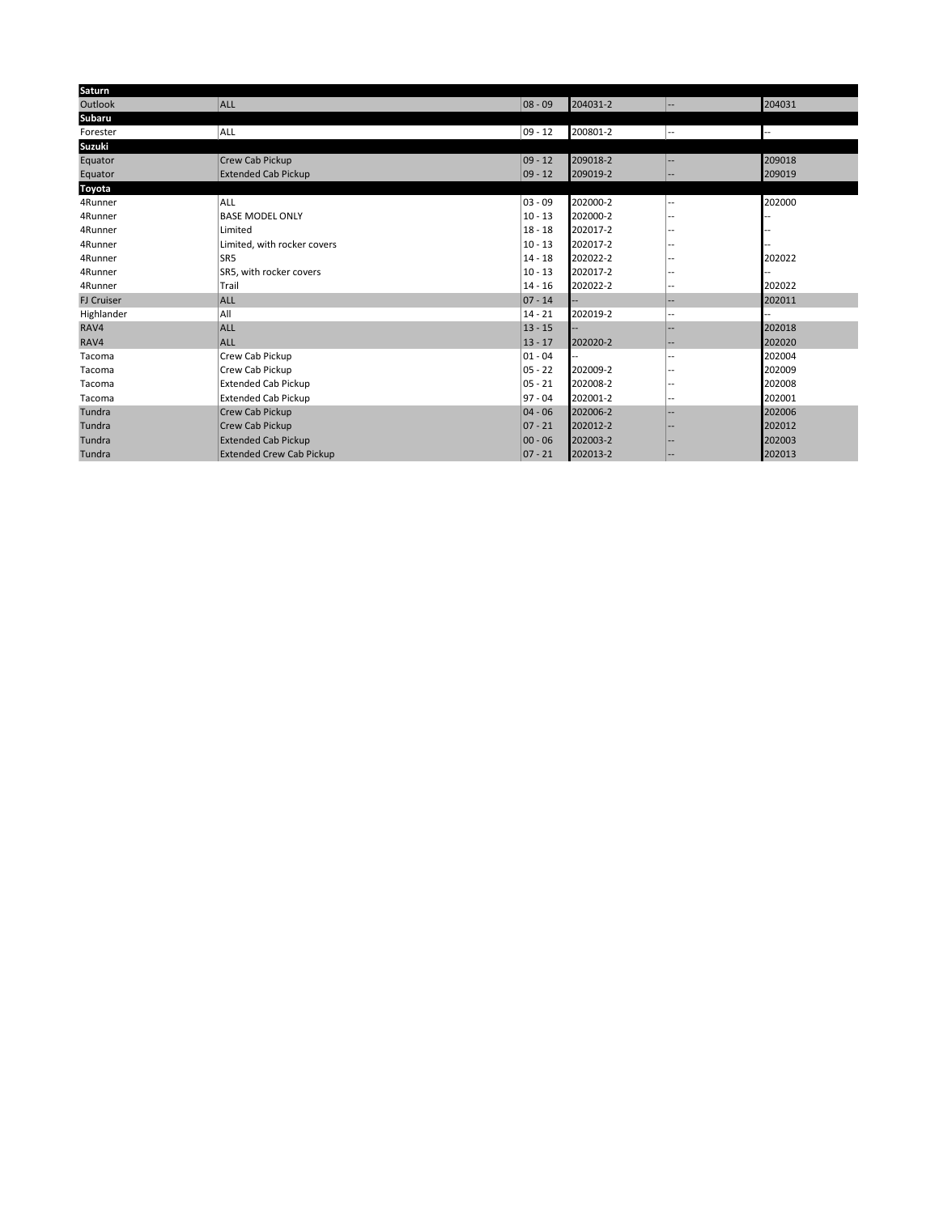| | | | | | |
|---|---|---|---|---|---|
| **Saturn** | | | | | |
| Outlook | ALL | 08 - 09 | 204031-2 | -- | 204031 |
| **Subaru** | | | | | |
| Forester | ALL | 09 - 12 | 200801-2 | -- | -- |
| **Suzuki** | | | | | |
| Equator | Crew Cab Pickup | 09 - 12 | 209018-2 | -- | 209018 |
| Equator | Extended Cab Pickup | 09 - 12 | 209019-2 | -- | 209019 |
| **Toyota** | | | | | |
| 4Runner | ALL | 03 - 09 | 202000-2 | -- | 202000 |
| 4Runner | BASE MODEL ONLY | 10 - 13 | 202000-2 | -- | -- |
| 4Runner | Limited | 18 - 18 | 202017-2 | -- | -- |
| 4Runner | Limited, with rocker covers | 10 - 13 | 202017-2 | -- | -- |
| 4Runner | SR5 | 14 - 18 | 202022-2 | -- | 202022 |
| 4Runner | SR5, with rocker covers | 10 - 13 | 202017-2 | -- | -- |
| 4Runner | Trail | 14 - 16 | 202022-2 | -- | 202022 |
| FJ Cruiser | ALL | 07 - 14 | -- | -- | 202011 |
| Highlander | All | 14 - 21 | 202019-2 | -- | -- |
| RAV4 | ALL | 13 - 15 | -- | -- | 202018 |
| RAV4 | ALL | 13 - 17 | 202020-2 | -- | 202020 |
| Tacoma | Crew Cab Pickup | 01 - 04 | -- | -- | 202004 |
| Tacoma | Crew Cab Pickup | 05 - 22 | 202009-2 | -- | 202009 |
| Tacoma | Extended Cab Pickup | 05 - 21 | 202008-2 | -- | 202008 |
| Tacoma | Extended Cab Pickup | 97 - 04 | 202001-2 | -- | 202001 |
| Tundra | Crew Cab Pickup | 04 - 06 | 202006-2 | -- | 202006 |
| Tundra | Crew Cab Pickup | 07 - 21 | 202012-2 | -- | 202012 |
| Tundra | Extended Cab Pickup | 00 - 06 | 202003-2 | -- | 202003 |
| Tundra | Extended Crew Cab Pickup | 07 - 21 | 202013-2 | -- | 202013 |